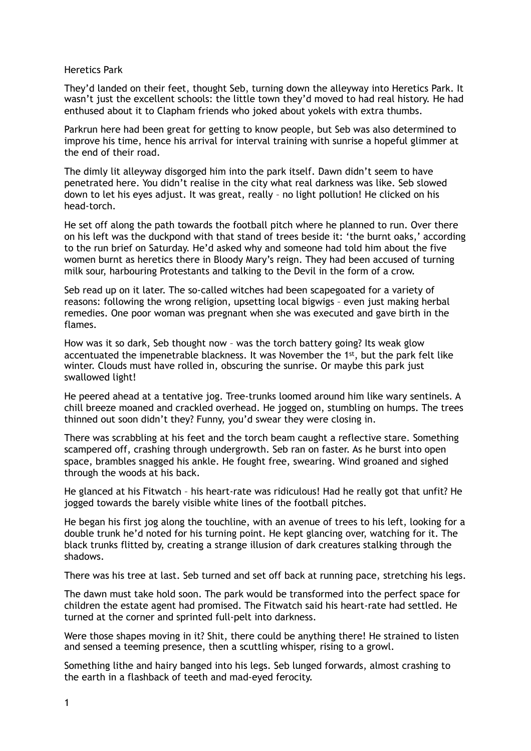# Heretics Park

They'd landed on their feet, thought Seb, turning down the alleyway into Heretics Park. It wasn't just the excellent schools: the little town they'd moved to had real history. He had enthused about it to Clapham friends who joked about yokels with extra thumbs.

Parkrun here had been great for getting to know people, but Seb was also determined to improve his time, hence his arrival for interval training with sunrise a hopeful glimmer at the end of their road.

The dimly lit alleyway disgorged him into the park itself. Dawn didn't seem to have penetrated here. You didn't realise in the city what real darkness was like. Seb slowed down to let his eyes adjust. It was great, really – no light pollution! He clicked on his head-torch.

He set off along the path towards the football pitch where he planned to run. Over there on his left was the duckpond with that stand of trees beside it: 'the burnt oaks,' according to the run brief on Saturday. He'd asked why and someone had told him about the five women burnt as heretics there in Bloody Mary's reign. They had been accused of turning milk sour, harbouring Protestants and talking to the Devil in the form of a crow.

Seb read up on it later. The so-called witches had been scapegoated for a variety of reasons: following the wrong religion, upsetting local bigwigs – even just making herbal remedies. One poor woman was pregnant when she was executed and gave birth in the flames.

How was it so dark, Seb thought now – was the torch battery going? Its weak glow accentuated the impenetrable blackness. It was November the 1st, but the park felt like winter. Clouds must have rolled in, obscuring the sunrise. Or maybe this park just swallowed light!

He peered ahead at a tentative jog. Tree-trunks loomed around him like wary sentinels. A chill breeze moaned and crackled overhead. He jogged on, stumbling on humps. The trees thinned out soon didn't they? Funny, you'd swear they were closing in.

There was scrabbling at his feet and the torch beam caught a reflective stare. Something scampered off, crashing through undergrowth. Seb ran on faster. As he burst into open space, brambles snagged his ankle. He fought free, swearing. Wind groaned and sighed through the woods at his back.

He glanced at his Fitwatch – his heart-rate was ridiculous! Had he really got that unfit? He jogged towards the barely visible white lines of the football pitches.

He began his first jog along the touchline, with an avenue of trees to his left, looking for a double trunk he'd noted for his turning point. He kept glancing over, watching for it. The black trunks flitted by, creating a strange illusion of dark creatures stalking through the shadows.

There was his tree at last. Seb turned and set off back at running pace, stretching his legs.

The dawn must take hold soon. The park would be transformed into the perfect space for children the estate agent had promised. The Fitwatch said his heart-rate had settled. He turned at the corner and sprinted full-pelt into darkness.

Were those shapes moving in it? Shit, there could be anything there! He strained to listen and sensed a teeming presence, then a scuttling whisper, rising to a growl.

Something lithe and hairy banged into his legs. Seb lunged forwards, almost crashing to the earth in a flashback of teeth and mad-eyed ferocity.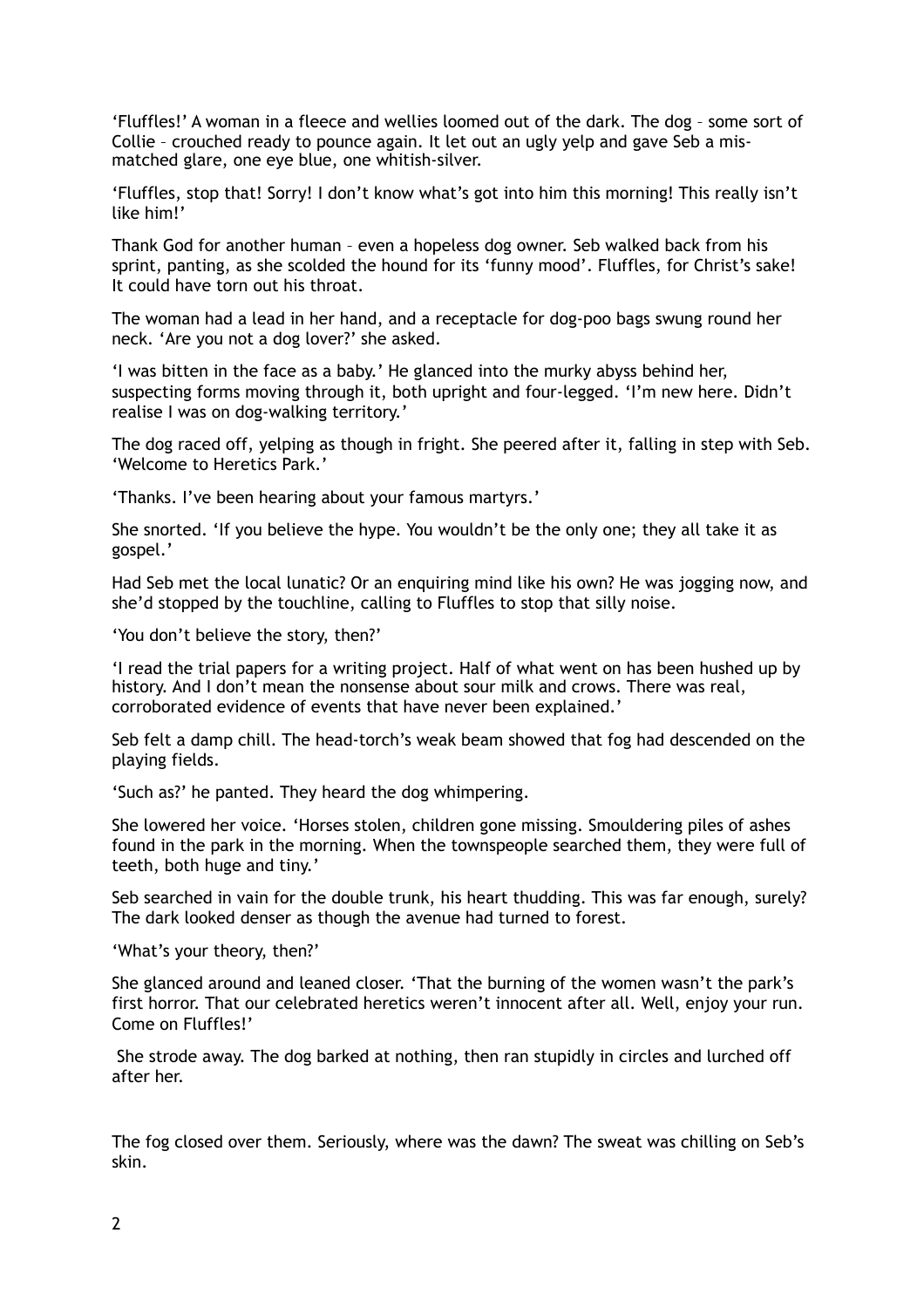'Fluffles!' A woman in a fleece and wellies loomed out of the dark. The dog – some sort of Collie – crouched ready to pounce again. It let out an ugly yelp and gave Seb a mis-matched glare, one eye blue, one whitish-silver.

'Fluffles, stop that! Sorry! I don't know what's got into him this morning! This really isn't like him!'

Thank God for another human – even a hopeless dog owner. Seb walked back from his sprint, panting, as she scolded the hound for its 'funny mood'. Fluffles, for Christ's sake! It could have torn out his throat.

The woman had a lead in her hand, and a receptacle for dog-poo bags swung round her neck. 'Are you not a dog lover?' she asked.

'I was bitten in the face as a baby.' He glanced into the murky abyss behind her, suspecting forms moving through it, both upright and four-legged. 'I'm new here. Didn't realise I was on dog-walking territory.'

The dog raced off, yelping as though in fright. She peered after it, falling in step with Seb. 'Welcome to Heretics Park.'

'Thanks. I've been hearing about your famous martyrs.'

She snorted. 'If you believe the hype. You wouldn't be the only one; they all take it as gospel.'

Had Seb met the local lunatic? Or an enquiring mind like his own? He was jogging now, and she'd stopped by the touchline, calling to Fluffles to stop that silly noise.

'You don't believe the story, then?'

'I read the trial papers for a writing project. Half of what went on has been hushed up by history. And I don't mean the nonsense about sour milk and crows. There was real, corroborated evidence of events that have never been explained.'

Seb felt a damp chill. The head-torch's weak beam showed that fog had descended on the playing fields.

'Such as?' he panted. They heard the dog whimpering.

She lowered her voice. 'Horses stolen, children gone missing. Smouldering piles of ashes found in the park in the morning. When the townspeople searched them, they were full of teeth, both huge and tiny.'

Seb searched in vain for the double trunk, his heart thudding. This was far enough, surely? The dark looked denser as though the avenue had turned to forest.

'What's your theory, then?'

She glanced around and leaned closer. 'That the burning of the women wasn't the park's first horror. That our celebrated heretics weren't innocent after all. Well, enjoy your run. Come on Fluffles!'

She strode away. The dog barked at nothing, then ran stupidly in circles and lurched off after her.

The fog closed over them. Seriously, where was the dawn? The sweat was chilling on Seb's skin.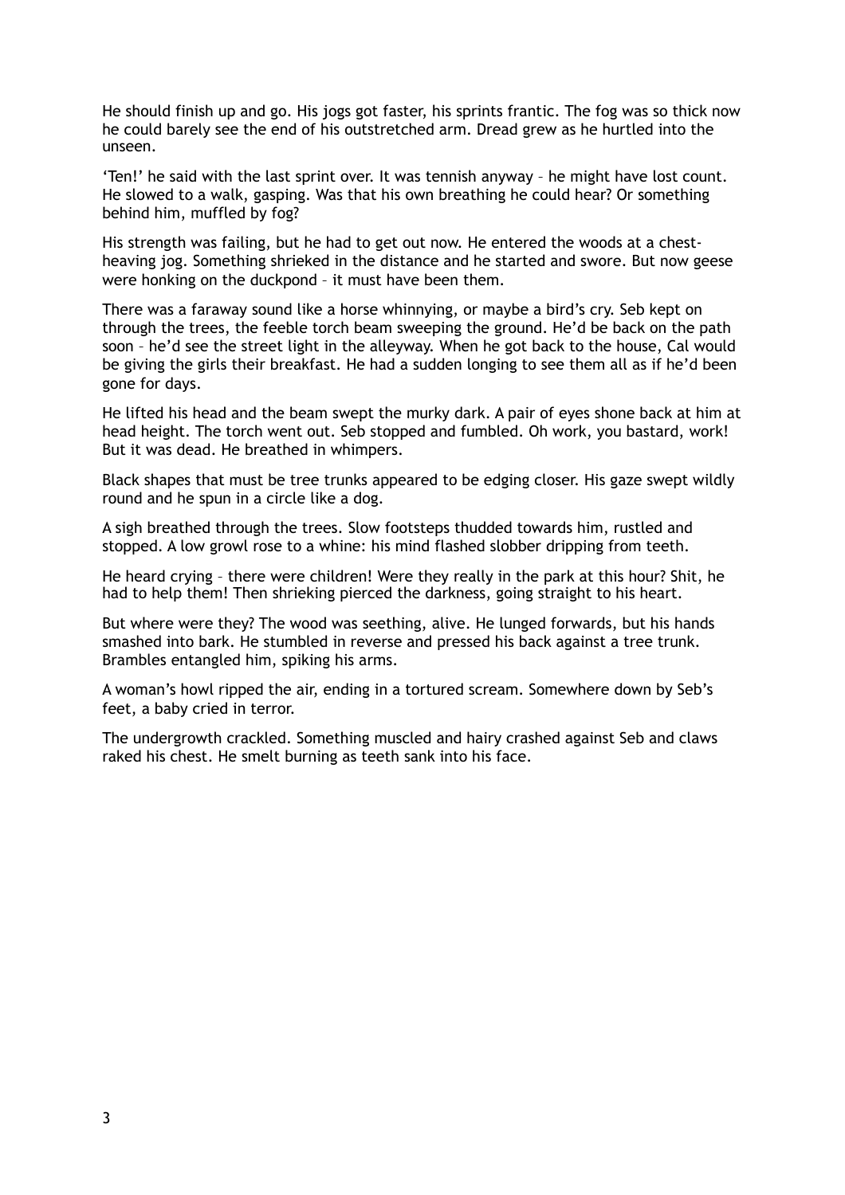He should finish up and go. His jogs got faster, his sprints frantic. The fog was so thick now he could barely see the end of his outstretched arm. Dread grew as he hurtled into the unseen.

'Ten!' he said with the last sprint over. It was tennish anyway – he might have lost count. He slowed to a walk, gasping. Was that his own breathing he could hear? Or something behind him, muffled by fog?

His strength was failing, but he had to get out now. He entered the woods at a chest-heaving jog. Something shrieked in the distance and he started and swore. But now geese were honking on the duckpond – it must have been them.

There was a faraway sound like a horse whinnying, or maybe a bird's cry. Seb kept on through the trees, the feeble torch beam sweeping the ground. He'd be back on the path soon – he'd see the street light in the alleyway. When he got back to the house, Cal would be giving the girls their breakfast. He had a sudden longing to see them all as if he'd been gone for days.

He lifted his head and the beam swept the murky dark. A pair of eyes shone back at him at head height. The torch went out. Seb stopped and fumbled. Oh work, you bastard, work! But it was dead. He breathed in whimpers.

Black shapes that must be tree trunks appeared to be edging closer. His gaze swept wildly round and he spun in a circle like a dog.

A sigh breathed through the trees. Slow footsteps thudded towards him, rustled and stopped. A low growl rose to a whine: his mind flashed slobber dripping from teeth.

He heard crying – there were children! Were they really in the park at this hour? Shit, he had to help them! Then shrieking pierced the darkness, going straight to his heart.

But where were they? The wood was seething, alive. He lunged forwards, but his hands smashed into bark. He stumbled in reverse and pressed his back against a tree trunk. Brambles entangled him, spiking his arms.

A woman's howl ripped the air, ending in a tortured scream. Somewhere down by Seb's feet, a baby cried in terror.

The undergrowth crackled. Something muscled and hairy crashed against Seb and claws raked his chest. He smelt burning as teeth sank into his face.